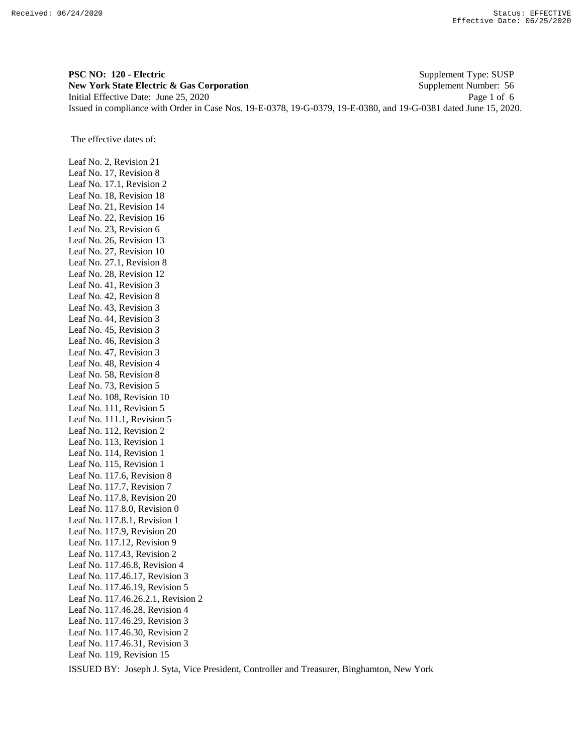Received: 06/24/2020 Status: EFFECTIVE
Effective Date: 06/25/2020

**PSC NO: 120 - Electric** Supplement Type: SUSP
**New York State Electric & Gas Corporation** Supplement Number: 56
Initial Effective Date: June 25, 2020
Issued in compliance with Order in Case Nos. 19-E-0378, 19-G-0379, 19-E-0380, and 19-G-0381 dated June 15, 2020.

The effective dates of:

Leaf No. 2, Revision 21
Leaf No. 17, Revision 8
Leaf No. 17.1, Revision 2
Leaf No. 18, Revision 18
Leaf No. 21, Revision 14
Leaf No. 22, Revision 16
Leaf No. 23, Revision 6
Leaf No. 26, Revision 13
Leaf No. 27, Revision 10
Leaf No. 27.1, Revision 8
Leaf No. 28, Revision 12
Leaf No. 41, Revision 3
Leaf No. 42, Revision 8
Leaf No. 43, Revision 3
Leaf No. 44, Revision 3
Leaf No. 45, Revision 3
Leaf No. 46, Revision 3
Leaf No. 47, Revision 3
Leaf No. 48, Revision 4
Leaf No. 58, Revision 8
Leaf No. 73, Revision 5
Leaf No. 108, Revision 10
Leaf No. 111, Revision 5
Leaf No. 111.1, Revision 5
Leaf No. 112, Revision 2
Leaf No. 113, Revision 1
Leaf No. 114, Revision 1
Leaf No. 115, Revision 1
Leaf No. 117.6, Revision 8
Leaf No. 117.7, Revision 7
Leaf No. 117.8, Revision 20
Leaf No. 117.8.0, Revision 0
Leaf No. 117.8.1, Revision 1
Leaf No. 117.9, Revision 20
Leaf No. 117.12, Revision 9
Leaf No. 117.43, Revision 2
Leaf No. 117.46.8, Revision 4
Leaf No. 117.46.17, Revision 3
Leaf No. 117.46.19, Revision 5
Leaf No. 117.46.26.2.1, Revision 2
Leaf No. 117.46.28, Revision 4
Leaf No. 117.46.29, Revision 3
Leaf No. 117.46.30, Revision 2
Leaf No. 117.46.31, Revision 3
Leaf No. 119, Revision 15

ISSUED BY: Joseph J. Syta, Vice President, Controller and Treasurer, Binghamton, New York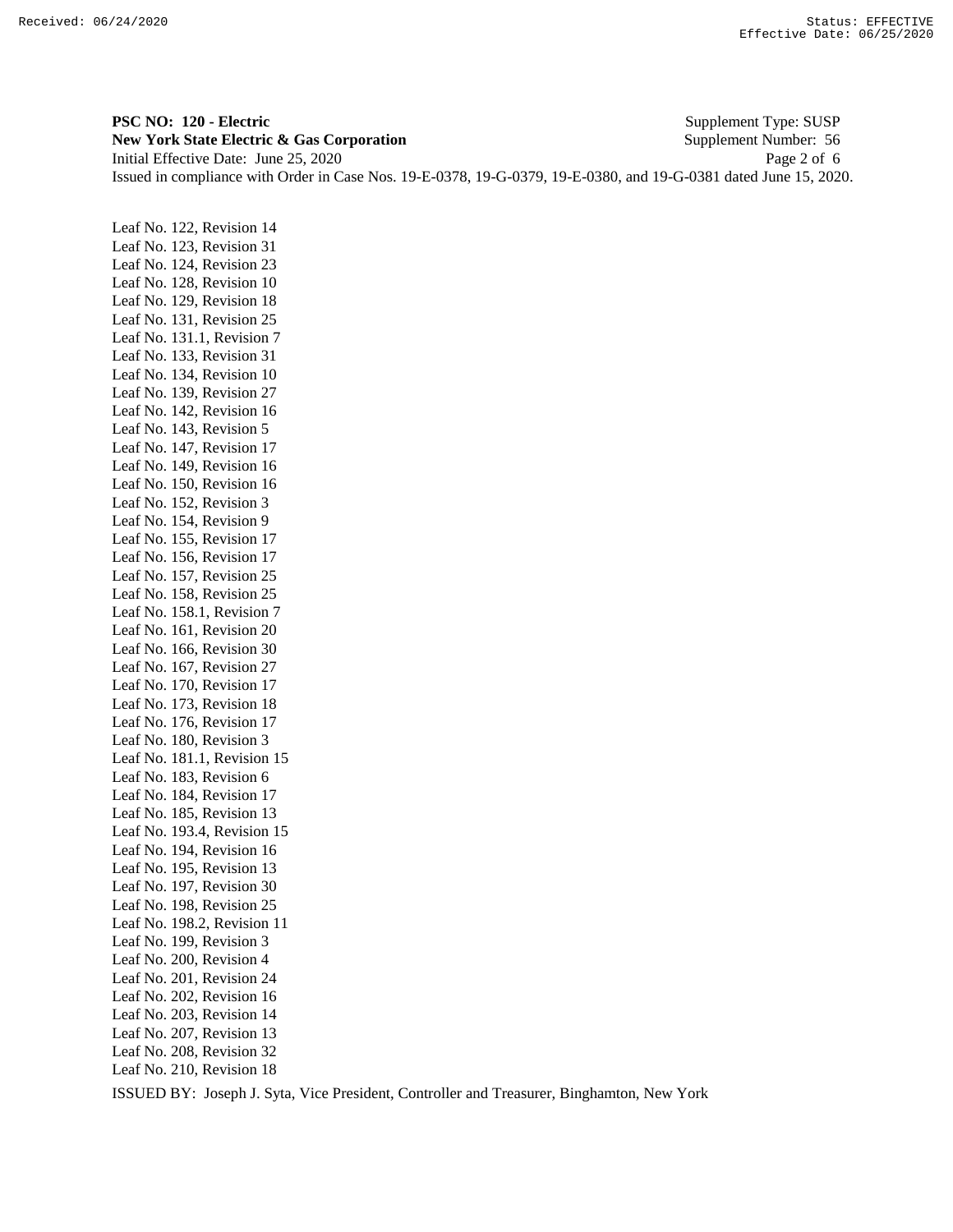**PSC NO: 120 - Electric** Supplement Type: SUSP
**New York State Electric & Gas Corporation** Supplement Number: 56
Initial Effective Date: June 25, 2020
Issued in compliance with Order in Case Nos. 19-E-0378, 19-G-0379, 19-E-0380, and 19-G-0381 dated June 15, 2020.

Leaf No. 122, Revision 14
Leaf No. 123, Revision 31
Leaf No. 124, Revision 23
Leaf No. 128, Revision 10
Leaf No. 129, Revision 18
Leaf No. 131, Revision 25
Leaf No. 131.1, Revision 7
Leaf No. 133, Revision 31
Leaf No. 134, Revision 10
Leaf No. 139, Revision 27
Leaf No. 142, Revision 16
Leaf No. 143, Revision 5
Leaf No. 147, Revision 17
Leaf No. 149, Revision 16
Leaf No. 150, Revision 16
Leaf No. 152, Revision 3
Leaf No. 154, Revision 9
Leaf No. 155, Revision 17
Leaf No. 156, Revision 17
Leaf No. 157, Revision 25
Leaf No. 158, Revision 25
Leaf No. 158.1, Revision 7
Leaf No. 161, Revision 20
Leaf No. 166, Revision 30
Leaf No. 167, Revision 27
Leaf No. 170, Revision 17
Leaf No. 173, Revision 18
Leaf No. 176, Revision 17
Leaf No. 180, Revision 3
Leaf No. 181.1, Revision 15
Leaf No. 183, Revision 6
Leaf No. 184, Revision 17
Leaf No. 185, Revision 13
Leaf No. 193.4, Revision 15
Leaf No. 194, Revision 16
Leaf No. 195, Revision 13
Leaf No. 197, Revision 30
Leaf No. 198, Revision 25
Leaf No. 198.2, Revision 11
Leaf No. 199, Revision 3
Leaf No. 200, Revision 4
Leaf No. 201, Revision 24
Leaf No. 202, Revision 16
Leaf No. 203, Revision 14
Leaf No. 207, Revision 13
Leaf No. 208, Revision 32
Leaf No. 210, Revision 18

ISSUED BY: Joseph J. Syta, Vice President, Controller and Treasurer, Binghamton, New York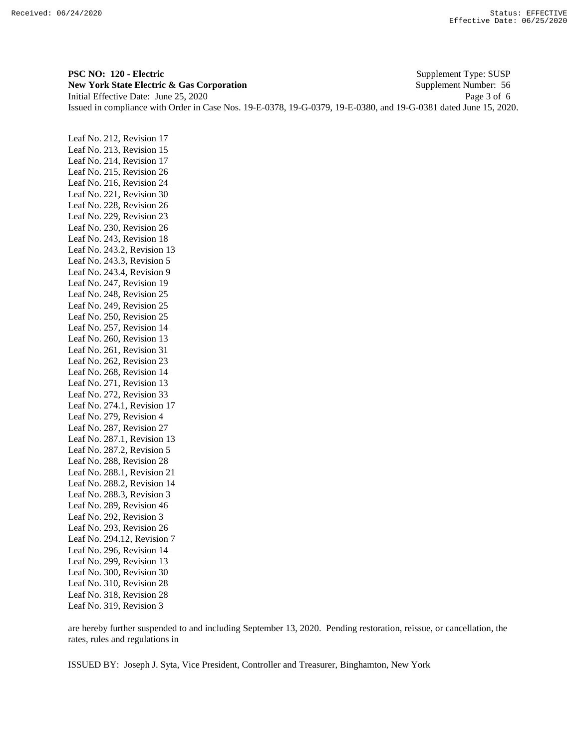**PSC NO: 120 - Electric** Supplement Type: SUSP
**New York State Electric & Gas Corporation** Supplement Number: 56
Initial Effective Date: June 25, 2020
Issued in compliance with Order in Case Nos. 19-E-0378, 19-G-0379, 19-E-0380, and 19-G-0381 dated June 15, 2020.

Leaf No. 212, Revision 17
Leaf No. 213, Revision 15
Leaf No. 214, Revision 17
Leaf No. 215, Revision 26
Leaf No. 216, Revision 24
Leaf No. 221, Revision 30
Leaf No. 228, Revision 26
Leaf No. 229, Revision 23
Leaf No. 230, Revision 26
Leaf No. 243, Revision 18
Leaf No. 243.2, Revision 13
Leaf No. 243.3, Revision 5
Leaf No. 243.4, Revision 9
Leaf No. 247, Revision 19
Leaf No. 248, Revision 25
Leaf No. 249, Revision 25
Leaf No. 250, Revision 25
Leaf No. 257, Revision 14
Leaf No. 260, Revision 13
Leaf No. 261, Revision 31
Leaf No. 262, Revision 23
Leaf No. 268, Revision 14
Leaf No. 271, Revision 13
Leaf No. 272, Revision 33
Leaf No. 274.1, Revision 17
Leaf No. 279, Revision 4
Leaf No. 287, Revision 27
Leaf No. 287.1, Revision 13
Leaf No. 287.2, Revision 5
Leaf No. 288, Revision 28
Leaf No. 288.1, Revision 21
Leaf No. 288.2, Revision 14
Leaf No. 288.3, Revision 3
Leaf No. 289, Revision 46
Leaf No. 292, Revision 3
Leaf No. 293, Revision 26
Leaf No. 294.12, Revision 7
Leaf No. 296, Revision 14
Leaf No. 299, Revision 13
Leaf No. 300, Revision 30
Leaf No. 310, Revision 28
Leaf No. 318, Revision 28
Leaf No. 319, Revision 3

are hereby further suspended to and including September 13, 2020. Pending restoration, reissue, or cancellation, the rates, rules and regulations in

ISSUED BY: Joseph J. Syta, Vice President, Controller and Treasurer, Binghamton, New York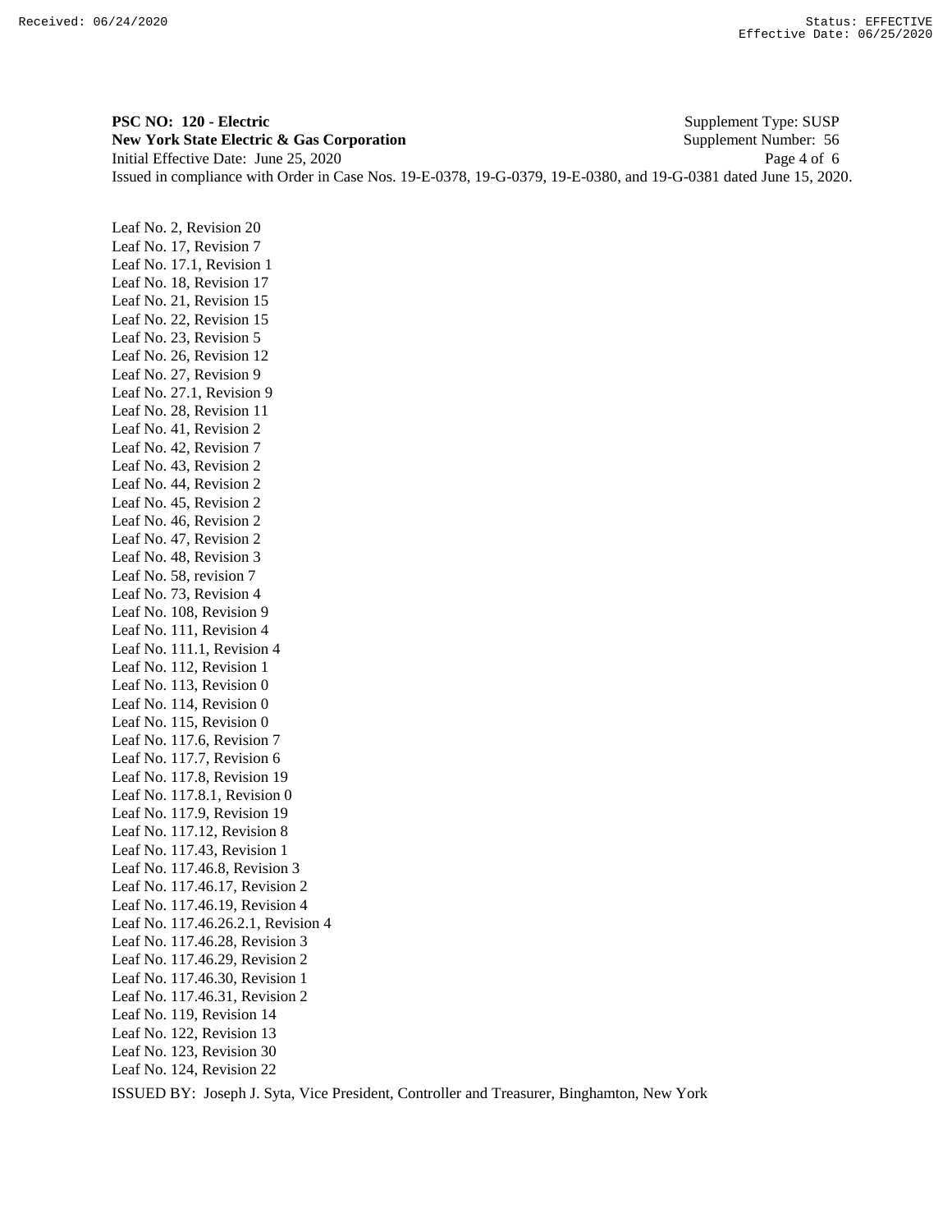**PSC NO: 120 - Electric** Supplement Type: SUSP
**New York State Electric & Gas Corporation** Supplement Number: 56
Initial Effective Date: June 25, 2020
Issued in compliance with Order in Case Nos. 19-E-0378, 19-G-0379, 19-E-0380, and 19-G-0381 dated June 15, 2020.

Leaf No. 2, Revision 20
Leaf No. 17, Revision 7
Leaf No. 17.1, Revision 1
Leaf No. 18, Revision 17
Leaf No. 21, Revision 15
Leaf No. 22, Revision 15
Leaf No. 23, Revision 5
Leaf No. 26, Revision 12
Leaf No. 27, Revision 9
Leaf No. 27.1, Revision 9
Leaf No. 28, Revision 11
Leaf No. 41, Revision 2
Leaf No. 42, Revision 7
Leaf No. 43, Revision 2
Leaf No. 44, Revision 2
Leaf No. 45, Revision 2
Leaf No. 46, Revision 2
Leaf No. 47, Revision 2
Leaf No. 48, Revision 3
Leaf No. 58, revision 7
Leaf No. 73, Revision 4
Leaf No. 108, Revision 9
Leaf No. 111, Revision 4
Leaf No. 111.1, Revision 4
Leaf No. 112, Revision 1
Leaf No. 113, Revision 0
Leaf No. 114, Revision 0
Leaf No. 115, Revision 0
Leaf No. 117.6, Revision 7
Leaf No. 117.7, Revision 6
Leaf No. 117.8, Revision 19
Leaf No. 117.8.1, Revision 0
Leaf No. 117.9, Revision 19
Leaf No. 117.12, Revision 8
Leaf No. 117.43, Revision 1
Leaf No. 117.46.8, Revision 3
Leaf No. 117.46.17, Revision 2
Leaf No. 117.46.19, Revision 4
Leaf No. 117.46.26.2.1, Revision 4
Leaf No. 117.46.28, Revision 3
Leaf No. 117.46.29, Revision 2
Leaf No. 117.46.30, Revision 1
Leaf No. 117.46.31, Revision 2
Leaf No. 119, Revision 14
Leaf No. 122, Revision 13
Leaf No. 123, Revision 30
Leaf No. 124, Revision 22

ISSUED BY: Joseph J. Syta, Vice President, Controller and Treasurer, Binghamton, New York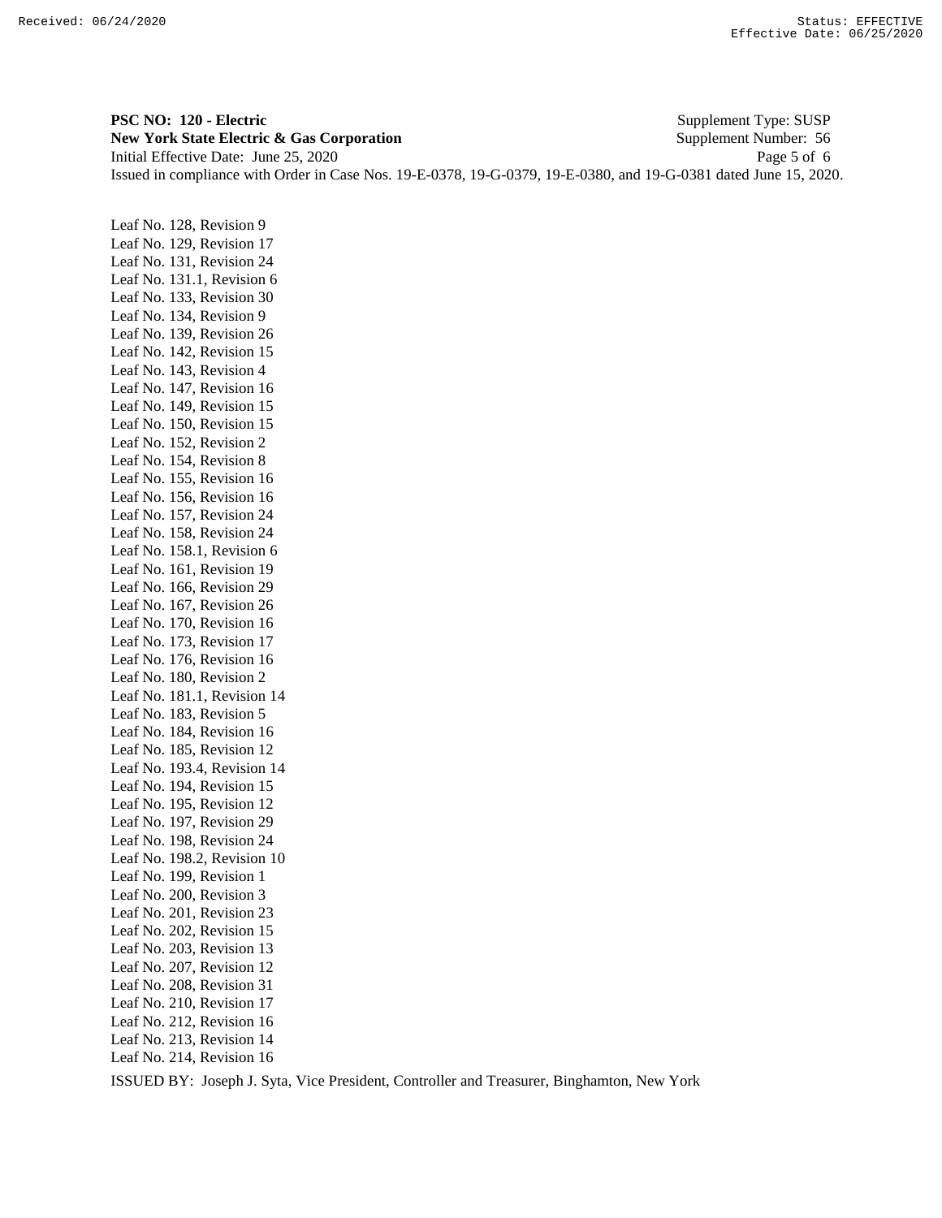**PSC NO: 120 - Electric** Supplement Type: SUSP
**New York State Electric & Gas Corporation** Supplement Number: 56
Initial Effective Date: June 25, 2020
Issued in compliance with Order in Case Nos. 19-E-0378, 19-G-0379, 19-E-0380, and 19-G-0381 dated June 15, 2020.

Leaf No. 128, Revision 9
Leaf No. 129, Revision 17
Leaf No. 131, Revision 24
Leaf No. 131.1, Revision 6
Leaf No. 133, Revision 30
Leaf No. 134, Revision 9
Leaf No. 139, Revision 26
Leaf No. 142, Revision 15
Leaf No. 143, Revision 4
Leaf No. 147, Revision 16
Leaf No. 149, Revision 15
Leaf No. 150, Revision 15
Leaf No. 152, Revision 2
Leaf No. 154, Revision 8
Leaf No. 155, Revision 16
Leaf No. 156, Revision 16
Leaf No. 157, Revision 24
Leaf No. 158, Revision 24
Leaf No. 158.1, Revision 6
Leaf No. 161, Revision 19
Leaf No. 166, Revision 29
Leaf No. 167, Revision 26
Leaf No. 170, Revision 16
Leaf No. 173, Revision 17
Leaf No. 176, Revision 16
Leaf No. 180, Revision 2
Leaf No. 181.1, Revision 14
Leaf No. 183, Revision 5
Leaf No. 184, Revision 16
Leaf No. 185, Revision 12
Leaf No. 193.4, Revision 14
Leaf No. 194, Revision 15
Leaf No. 195, Revision 12
Leaf No. 197, Revision 29
Leaf No. 198, Revision 24
Leaf No. 198.2, Revision 10
Leaf No. 199, Revision 1
Leaf No. 200, Revision 3
Leaf No. 201, Revision 23
Leaf No. 202, Revision 15
Leaf No. 203, Revision 13
Leaf No. 207, Revision 12
Leaf No. 208, Revision 31
Leaf No. 210, Revision 17
Leaf No. 212, Revision 16
Leaf No. 213, Revision 14
Leaf No. 214, Revision 16

ISSUED BY: Joseph J. Syta, Vice President, Controller and Treasurer, Binghamton, New York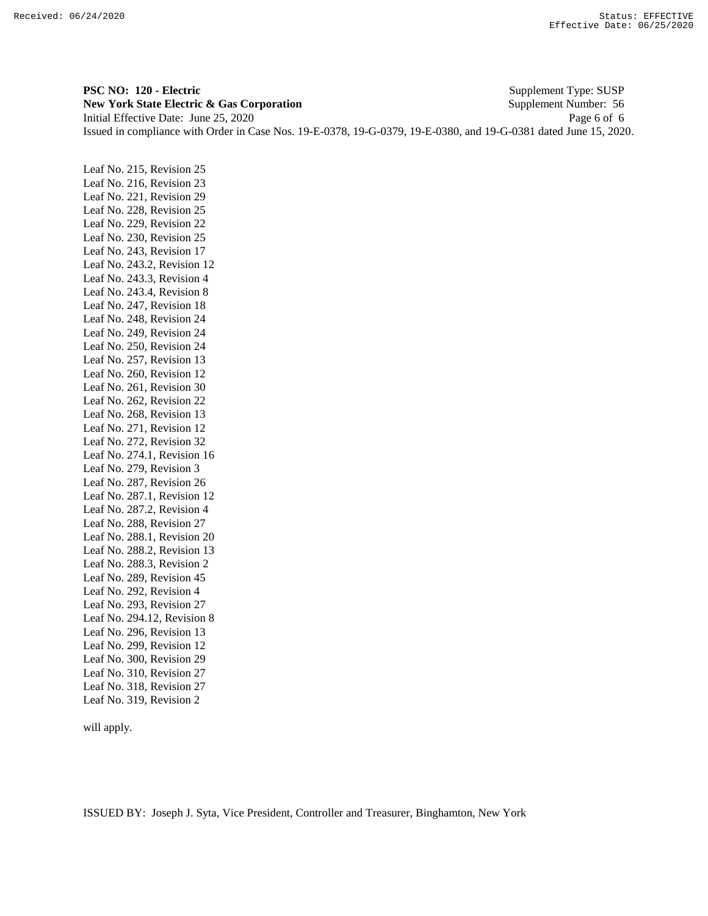**PSC NO: 120 - Electric** Supplement Type: SUSP
**New York State Electric & Gas Corporation** Supplement Number: 56
Initial Effective Date: June 25, 2020
Issued in compliance with Order in Case Nos. 19-E-0378, 19-G-0379, 19-E-0380, and 19-G-0381 dated June 15, 2020.

Leaf No. 215, Revision 25
Leaf No. 216, Revision 23
Leaf No. 221, Revision 29
Leaf No. 228, Revision 25
Leaf No. 229, Revision 22
Leaf No. 230, Revision 25
Leaf No. 243, Revision 17
Leaf No. 243.2, Revision 12
Leaf No. 243.3, Revision 4
Leaf No. 243.4, Revision 8
Leaf No. 247, Revision 18
Leaf No. 248, Revision 24
Leaf No. 249, Revision 24
Leaf No. 250, Revision 24
Leaf No. 257, Revision 13
Leaf No. 260, Revision 12
Leaf No. 261, Revision 30
Leaf No. 262, Revision 22
Leaf No. 268, Revision 13
Leaf No. 271, Revision 12
Leaf No. 272, Revision 32
Leaf No. 274.1, Revision 16
Leaf No. 279, Revision 3
Leaf No. 287, Revision 26
Leaf No. 287.1, Revision 12
Leaf No. 287.2, Revision 4
Leaf No. 288, Revision 27
Leaf No. 288.1, Revision 20
Leaf No. 288.2, Revision 13
Leaf No. 288.3, Revision 2
Leaf No. 289, Revision 45
Leaf No. 292, Revision 4
Leaf No. 293, Revision 27
Leaf No. 294.12, Revision 8
Leaf No. 296, Revision 13
Leaf No. 299, Revision 12
Leaf No. 300, Revision 29
Leaf No. 310, Revision 27
Leaf No. 318, Revision 27
Leaf No. 319, Revision 2

will apply.

ISSUED BY: Joseph J. Syta, Vice President, Controller and Treasurer, Binghamton, New York